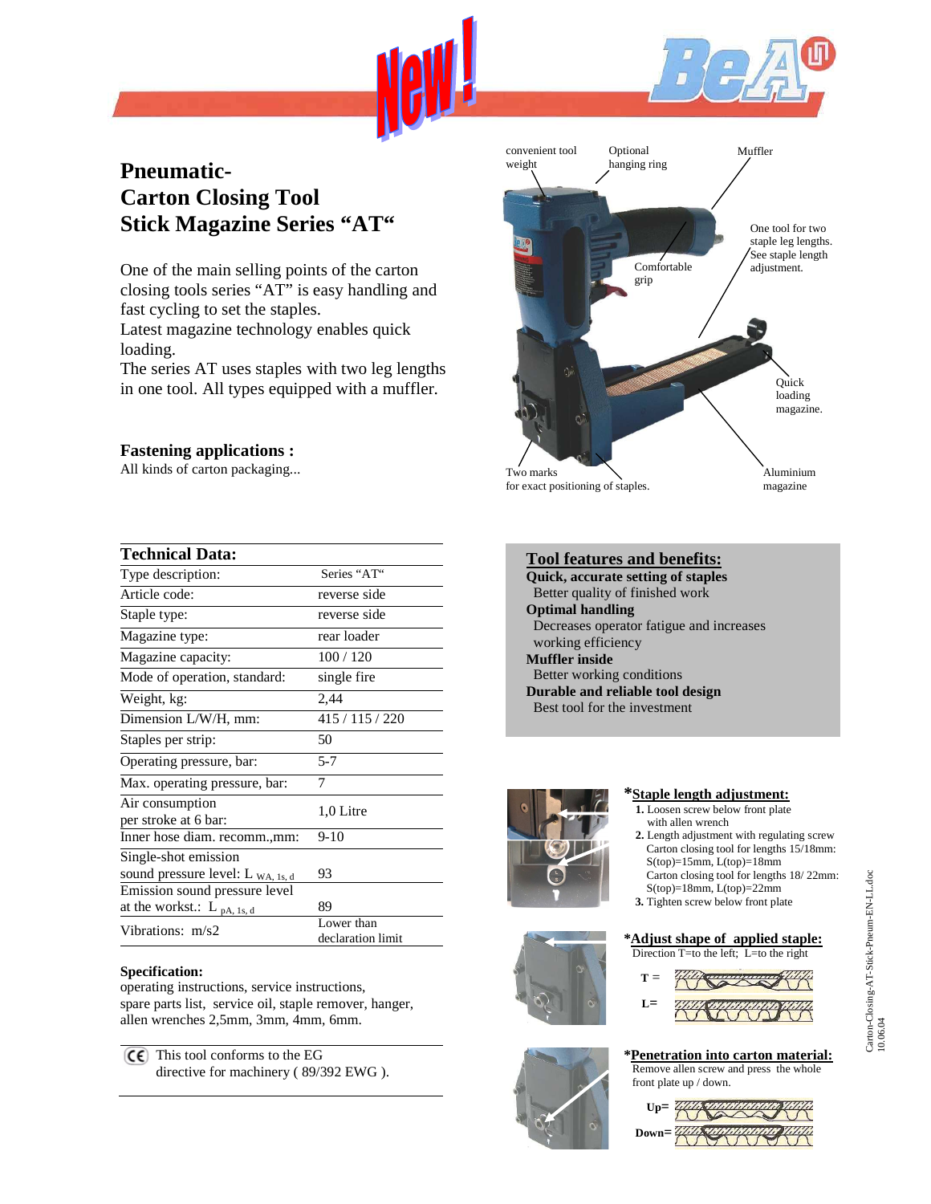New!

BeA

# Pneumatic- Carton Closing Tool Stick Magazine Series "AT"

One of the main selling points of the carton closing tools series "AT" is easy handling and fast cycling to set the staples.
Latest magazine technology enables quick loading.
The series AT uses staples with two leg lengths in one tool. All types equipped with a muffler.

**Fastening applications :**
All kinds of carton packaging...

convenient tool weight
Optional hanging ring
Muffler
One tool for two staple leg lengths. See staple length adjustment.
Comfortable grip
Quick loading magazine.
Two marks for exact positioning of staples.
Aluminium magazine

| Technical Data: | |
|---|---|
| Type description: | Series "AT" |
| Article code: | reverse side |
| Staple type: | reverse side |
| Magazine type: | rear loader |
| Magazine capacity: | 100 / 120 |
| Mode of operation, standard: | single fire |
| Weight, kg: | 2,44 |
| Dimension L/W/H, mm: | 415 / 115 / 220 |
| Staples per strip: | 50 |
| Operating pressure, bar: | 5-7 |
| Max. operating pressure, bar: | 7 |
| Air consumption per stroke at 6 bar: | 1,0 Litre |
| Inner hose diam. recomm.,mm: | 9-10 |
| Single-shot emission sound pressure level: $L_{WA, 1s, d}$ | 93 |
| Emission sound pressure level at the workst.: $L_{pA, 1s, d}$ | 89 |
| Vibrations: m/s2 | Lower than declaration limit |

**Specification:**
operating instructions, service instructions, spare parts list, staple remover, hanger, allen wrenches 2,5mm, 3mm, 4mm, 6mm.

CE This tool conforms to the EG directive for machinery ( 89/392 EWG ).

## Tool features and benefits:

**Quick, accurate setting of staples**
Better quality of finished work

**Optimal handling**
Decreases operator fatigue and increases working efficiency

**Muffler inside**
Better working conditions

**Durable and reliable tool design**
Best tool for the investment

### *Staple length adjustment:

1. Loosen screw below front plate with allen wrench
2. Length adjustment with regulating screw
   Carton closing tool for lengths 15/18mm: S(top)=15mm, L(top)=18mm
   Carton closing tool for lengths 18/ 22mm: S(top)=18mm, L(top)=22mm
3. Tighten screw below front plate

### *Adjust shape of applied staple:

Direction T=to the left; L=to the right

T =

L=

### *Penetration into carton material:

Remove allen screw and press the whole front plate up / down.

Up=

Down=

Carton-Closing-AT-Stick-Pneum-EN-LL.doc 10.06.04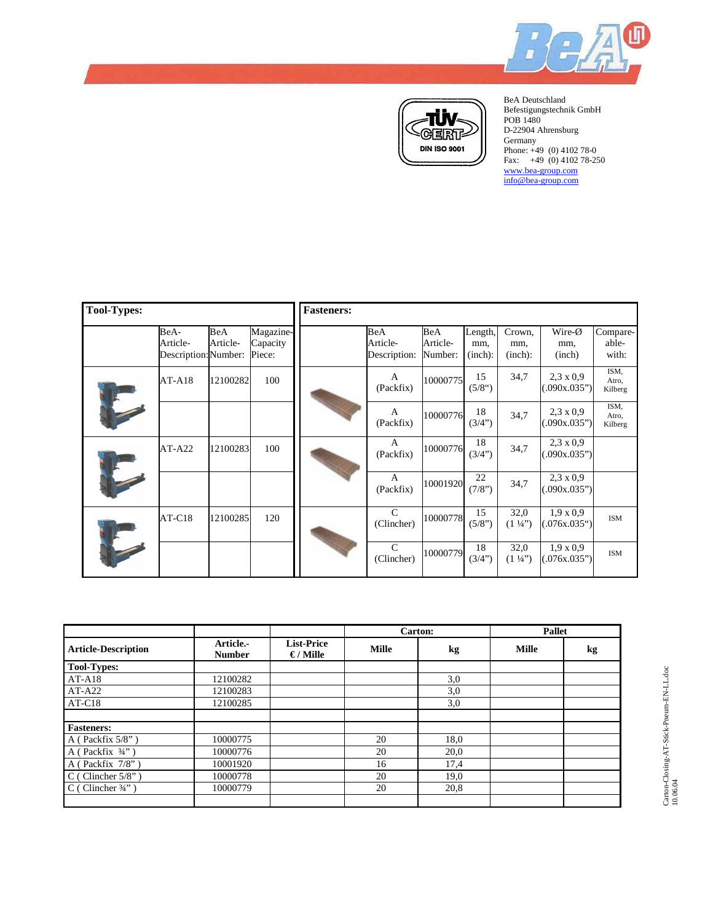BeA Deutschland
Befestigungstechnik GmbH
POB 1480
D-22904 Ahrensburg
Germany
Phone: +49 (0) 4102 78-0
Fax: +49 (0) 4102 78-250
www.bea-group.com
info@bea-group.com

| Tool-Types: | | | | Fasteners: | | | | | | |
|---|---|---|---|---|---|---|---|---|---|---|
| | BeA-Article-Description: | BeA Article-Number: | Magazine-Capacity Piece: | | BeA Article-Description: | BeA Article-Number: | Length, mm, (inch): | Crown, mm, (inch): | Wire-Ø mm, (inch) | Compare-able-with: |
| | AT-A18 | 12100282 | 100 | | A (Packfix) | 10000775 | 15 (5/8") | 34,7 | 2,3 x 0,9 (.090x.035") | ISM, Atro, Kilberg |
| | | | | | A (Packfix) | 10000776 | 18 (3/4") | 34,7 | 2,3 x 0,9 (.090x.035") | ISM, Atro, Kilberg |
| | AT-A22 | 12100283 | 100 | | A (Packfix) | 10000776 | 18 (3/4") | 34,7 | 2,3 x 0,9 (.090x.035") | |
| | | | | | A (Packfix) | 10001920 | 22 (7/8") | 34,7 | 2,3 x 0,9 (.090x.035") | |
| | AT-C18 | 12100285 | 120 | | C (Clincher) | 10000778 | 15 (5/8") | 32,0 (1 ¼") | 1,9 x 0,9 (.076x.035") | ISM |
| | | | | | C (Clincher) | 10000779 | 18 (3/4") | 32,0 (1 ¼") | 1,9 x 0,9 (.076x.035") | ISM |

| | | | Carton: | | Pallet | |
|---|---|---|---|---|---|---|
| **Article-Description** | **Article.-Number** | **List-Price €/ Mille** | **Mille** | **kg** | **Mille** | **kg** |
| **Tool-Types:** | | | | | | |
| AT-A18 | 12100282 | | | 3,0 | | |
| AT-A22 | 12100283 | | | 3,0 | | |
| AT-C18 | 12100285 | | | 3,0 | | |
| | | | | | | |
| **Fasteners:** | | | | | | |
| A ( Packfix 5/8" ) | 10000775 | | 20 | 18,0 | | |
| A ( Packfix ¾" ) | 10000776 | | 20 | 20,0 | | |
| A ( Packfix 7/8" ) | 10001920 | | 16 | 17,4 | | |
| C ( Clincher 5/8" ) | 10000778 | | 20 | 19,0 | | |
| C ( Clincher ¾" ) | 10000779 | | 20 | 20,8 | | |
| | | | | | | |

Carton-Closing-AT-Stick-Pneum-EN-LL.doc
10.06.04